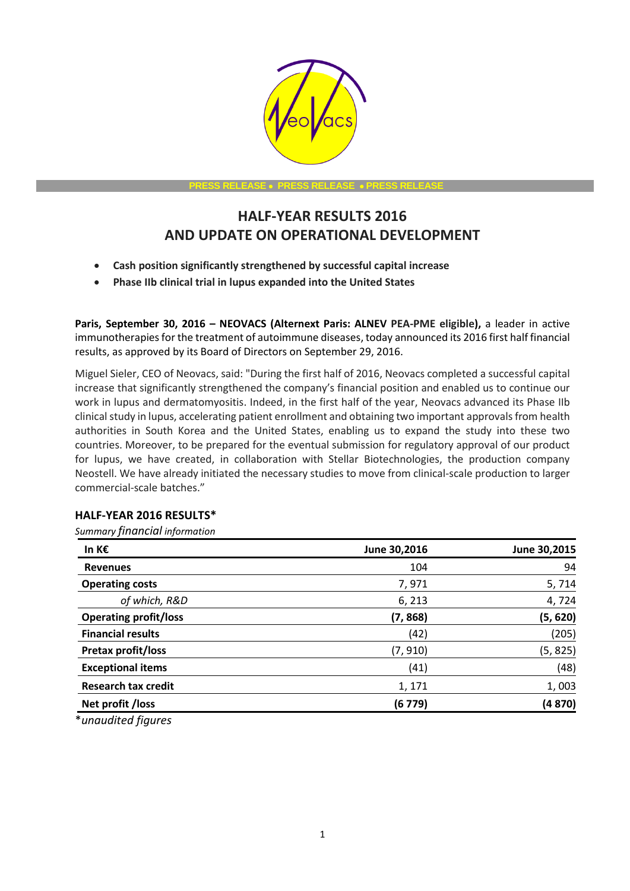PRESS RELEASE • PRESS RELEASE • PRESS RELEASE

# HALF-YEAR RESULTS 2016
# AND UPDATE ON OPERATIONAL DEVELOPMENT

- **Cash position significantly strengthened by successful capital increase**
- **Phase IIb clinical trial in lupus expanded into the United States**

**Paris, September 30, 2016 – NEOVACS (Alternext Paris: ALNEV PEA-PME eligible),** a leader in active immunotherapies for the treatment of autoimmune diseases, today announced its 2016 first half financial results, as approved by its Board of Directors on September 29, 2016.

Miguel Sieler, CEO of Neovacs, said: "During the first half of 2016, Neovacs completed a successful capital increase that significantly strengthened the company's financial position and enabled us to continue our work in lupus and dermatomyositis. Indeed, in the first half of the year, Neovacs advanced its Phase IIb clinical study in lupus, accelerating patient enrollment and obtaining two important approvals from health authorities in South Korea and the United States, enabling us to expand the study into these two countries. Moreover, to be prepared for the eventual submission for regulatory approval of our product for lupus, we have created, in collaboration with Stellar Biotechnologies, the production company Neostell. We have already initiated the necessary studies to move from clinical-scale production to larger commercial-scale batches."

## HALF-YEAR 2016 RESULTS*

*Summary financial information*

| In K€ | June 30,2016 | June 30,2015 |
|---|---|---|
| **Revenues** | 104 | 94 |
| **Operating costs** | 7, 971 | 5, 714 |
| *of which, R&D* | 6, 213 | 4, 724 |
| **Operating profit/loss** | **(7, 868)** | **(5, 620)** |
| **Financial results** | (42) | (205) |
| **Pretax profit/loss** | (7, 910) | (5, 825) |
| **Exceptional items** | (41) | (48) |
| **Research tax credit** | 1, 171 | 1, 003 |
| **Net profit /loss** | **(6 779)** | **(4 870)** |

**unaudited figures*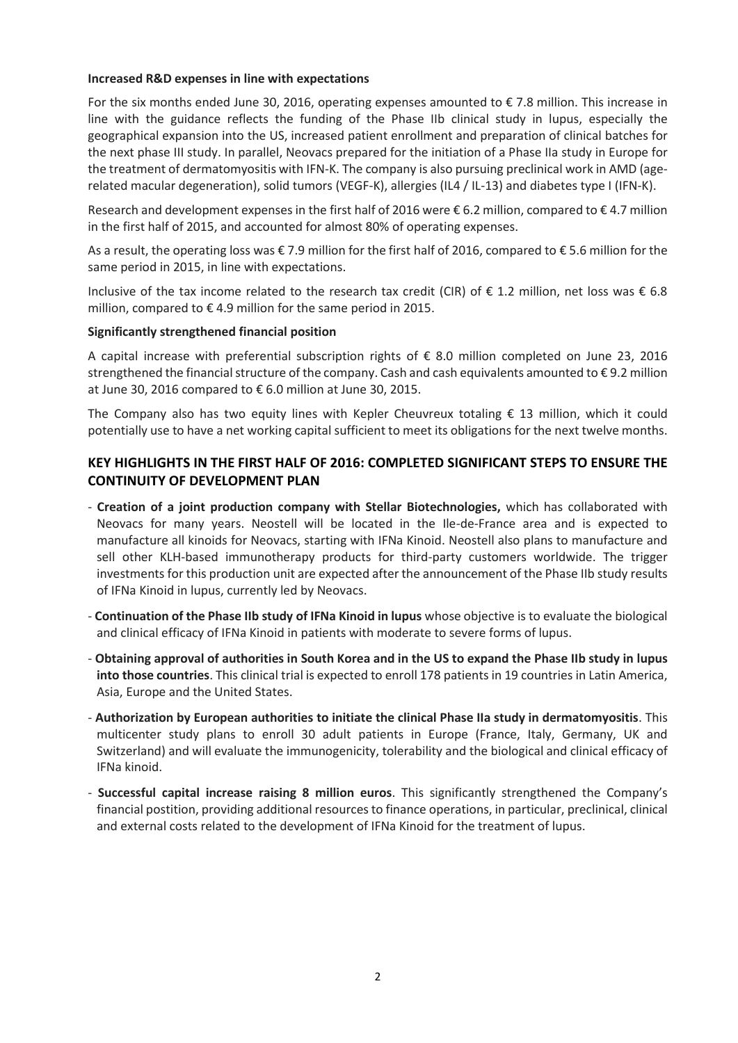**Increased R&D expenses in line with expectations**

For the six months ended June 30, 2016, operating expenses amounted to € 7.8 million. This increase in line with the guidance reflects the funding of the Phase IIb clinical study in lupus, especially the geographical expansion into the US, increased patient enrollment and preparation of clinical batches for the next phase III study. In parallel, Neovacs prepared for the initiation of a Phase IIa study in Europe for the treatment of dermatomyositis with IFN-K. The company is also pursuing preclinical work in AMD (age-related macular degeneration), solid tumors (VEGF-K), allergies (IL4 / IL-13) and diabetes type I (IFN-K).

Research and development expenses in the first half of 2016 were € 6.2 million, compared to € 4.7 million in the first half of 2015, and accounted for almost 80% of operating expenses.

As a result, the operating loss was € 7.9 million for the first half of 2016, compared to € 5.6 million for the same period in 2015, in line with expectations.

Inclusive of the tax income related to the research tax credit (CIR) of € 1.2 million, net loss was € 6.8 million, compared to € 4.9 million for the same period in 2015.

**Significantly strengthened financial position**

A capital increase with preferential subscription rights of € 8.0 million completed on June 23, 2016 strengthened the financial structure of the company. Cash and cash equivalents amounted to € 9.2 million at June 30, 2016 compared to € 6.0 million at June 30, 2015.

The Company also has two equity lines with Kepler Cheuvreux totaling € 13 million, which it could potentially use to have a net working capital sufficient to meet its obligations for the next twelve months.

## KEY HIGHLIGHTS IN THE FIRST HALF OF 2016: COMPLETED SIGNIFICANT STEPS TO ENSURE THE CONTINUITY OF DEVELOPMENT PLAN

- **Creation of a joint production company with Stellar Biotechnologies,** which has collaborated with Neovacs for many years. Neostell will be located in the Ile-de-France area and is expected to manufacture all kinoids for Neovacs, starting with IFNa Kinoid. Neostell also plans to manufacture and sell other KLH-based immunotherapy products for third-party customers worldwide. The trigger investments for this production unit are expected after the announcement of the Phase IIb study results of IFNa Kinoid in lupus, currently led by Neovacs.
- **Continuation of the Phase IIb study of IFNa Kinoid in lupus** whose objective is to evaluate the biological and clinical efficacy of IFNa Kinoid in patients with moderate to severe forms of lupus.
- **Obtaining approval of authorities in South Korea and in the US to expand the Phase IIb study in lupus into those countries**. This clinical trial is expected to enroll 178 patients in 19 countries in Latin America, Asia, Europe and the United States.
- **Authorization by European authorities to initiate the clinical Phase IIa study in dermatomyositis**. This multicenter study plans to enroll 30 adult patients in Europe (France, Italy, Germany, UK and Switzerland) and will evaluate the immunogenicity, tolerability and the biological and clinical efficacy of IFNa kinoid.
- **Successful capital increase raising 8 million euros**. This significantly strengthened the Company's financial postition, providing additional resources to finance operations, in particular, preclinical, clinical and external costs related to the development of IFNa Kinoid for the treatment of lupus.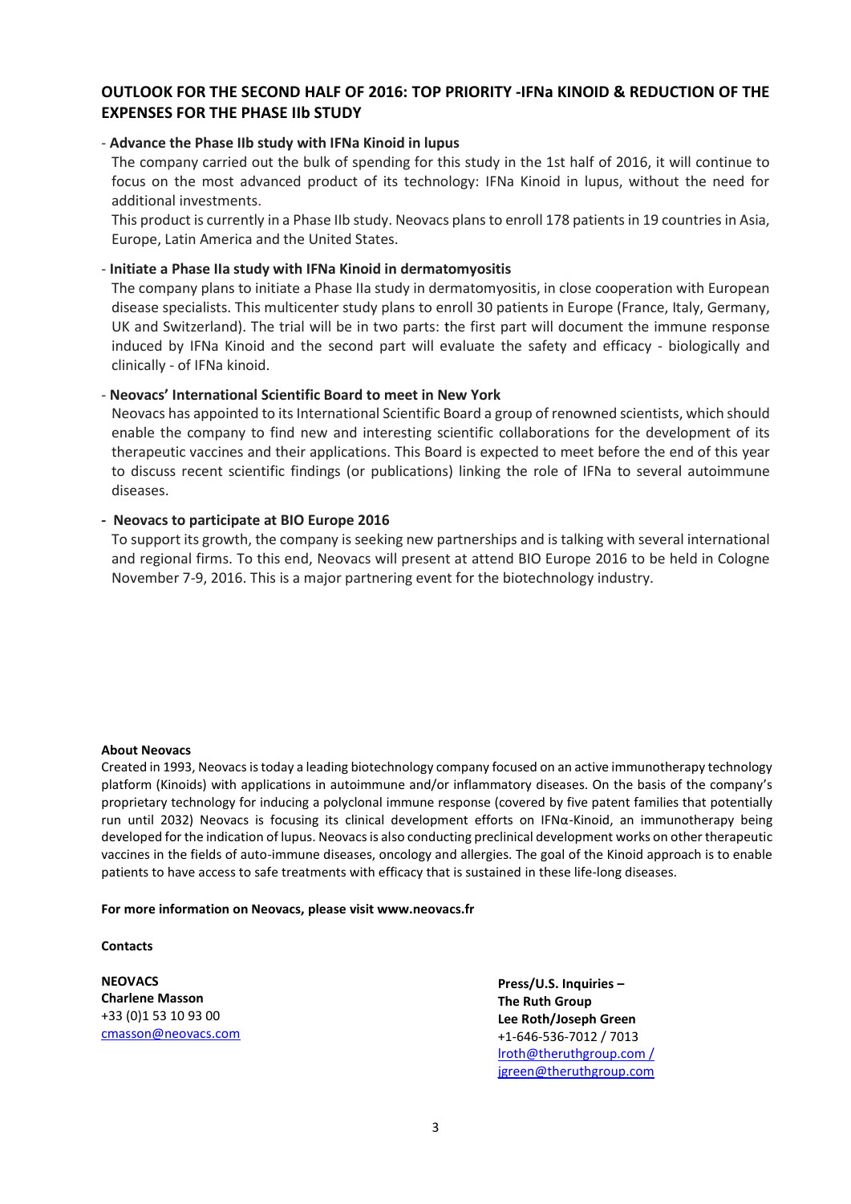## OUTLOOK FOR THE SECOND HALF OF 2016: TOP PRIORITY -IFNa KINOID & REDUCTION OF THE EXPENSES FOR THE PHASE IIb STUDY

- **Advance the Phase IIb study with IFNa Kinoid in lupus**

  The company carried out the bulk of spending for this study in the 1st half of 2016, it will continue to focus on the most advanced product of its technology: IFNa Kinoid in lupus, without the need for additional investments.

  This product is currently in a Phase IIb study. Neovacs plans to enroll 178 patients in 19 countries in Asia, Europe, Latin America and the United States.

- **Initiate a Phase IIa study with IFNa Kinoid in dermatomyositis**

  The company plans to initiate a Phase IIa study in dermatomyositis, in close cooperation with European disease specialists. This multicenter study plans to enroll 30 patients in Europe (France, Italy, Germany, UK and Switzerland). The trial will be in two parts: the first part will document the immune response induced by IFNa Kinoid and the second part will evaluate the safety and efficacy - biologically and clinically - of IFNa kinoid.

- **Neovacs' International Scientific Board to meet in New York**

  Neovacs has appointed to its International Scientific Board a group of renowned scientists, which should enable the company to find new and interesting scientific collaborations for the development of its therapeutic vaccines and their applications. This Board is expected to meet before the end of this year to discuss recent scientific findings (or publications) linking the role of IFNa to several autoimmune diseases.

- **Neovacs to participate at BIO Europe 2016**

  To support its growth, the company is seeking new partnerships and is talking with several international and regional firms. To this end, Neovacs will present at attend BIO Europe 2016 to be held in Cologne November 7-9, 2016. This is a major partnering event for the biotechnology industry.

**About Neovacs**

Created in 1993, Neovacs is today a leading biotechnology company focused on an active immunotherapy technology platform (Kinoids) with applications in autoimmune and/or inflammatory diseases. On the basis of the company's proprietary technology for inducing a polyclonal immune response (covered by five patent families that potentially run until 2032) Neovacs is focusing its clinical development efforts on IFNα-Kinoid, an immunotherapy being developed for the indication of lupus. Neovacs is also conducting preclinical development works on other therapeutic vaccines in the fields of auto-immune diseases, oncology and allergies. The goal of the Kinoid approach is to enable patients to have access to safe treatments with efficacy that is sustained in these life-long diseases.

**For more information on Neovacs, please visit www.neovacs.fr**

**Contacts**

**NEOVACS**
**Charlene Masson**
+33 (0)1 53 10 93 00
cmasson@neovacs.com

**Press/U.S. Inquiries –**
**The Ruth Group**
**Lee Roth/Joseph Green**
+1-646-536-7012 / 7013
lroth@theruthgroup.com / jgreen@theruthgroup.com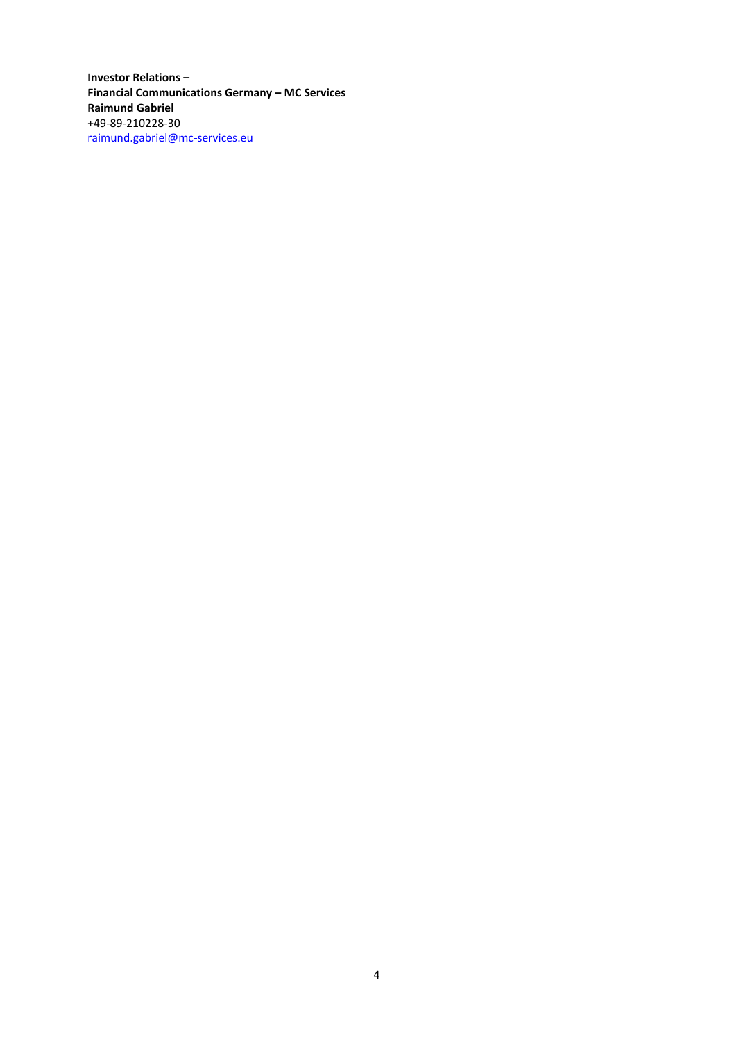**Investor Relations –**
**Financial Communications Germany – MC Services**
**Raimund Gabriel**
+49-89-210228-30
raimund.gabriel@mc-services.eu